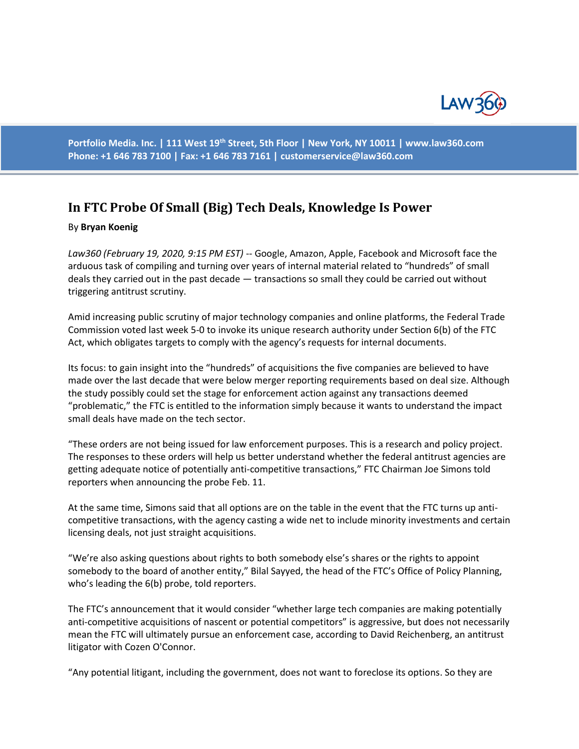# In FTC Probe Of Small (Big) Tech Deals, Knowledge Is Power

By **Bryan Koenig**

*Law360 (February 19, 2020, 9:15 PM EST)* -- Google, Amazon, Apple, Facebook and Microsoft face the arduous task of compiling and turning over years of internal material related to "hundreds" of small deals they carried out in the past decade — transactions so small they could be carried out without triggering antitrust scrutiny.

Amid increasing public scrutiny of major technology companies and online platforms, the Federal Trade Commission voted last week 5-0 to invoke its unique research authority under Section 6(b) of the FTC Act, which obligates targets to comply with the agency's requests for internal documents.

Its focus: to gain insight into the "hundreds" of acquisitions the five companies are believed to have made over the last decade that were below merger reporting requirements based on deal size. Although the study possibly could set the stage for enforcement action against any transactions deemed "problematic," the FTC is entitled to the information simply because it wants to understand the impact small deals have made on the tech sector.

"These orders are not being issued for law enforcement purposes. This is a research and policy project. The responses to these orders will help us better understand whether the federal antitrust agencies are getting adequate notice of potentially anti-competitive transactions," FTC Chairman Joe Simons told reporters when announcing the probe Feb. 11.

At the same time, Simons said that all options are on the table in the event that the FTC turns up anti-competitive transactions, with the agency casting a wide net to include minority investments and certain licensing deals, not just straight acquisitions.

"We're also asking questions about rights to both somebody else's shares or the rights to appoint somebody to the board of another entity," Bilal Sayyed, the head of the FTC's Office of Policy Planning, who's leading the 6(b) probe, told reporters.

The FTC's announcement that it would consider "whether large tech companies are making potentially anti-competitive acquisitions of nascent or potential competitors" is aggressive, but does not necessarily mean the FTC will ultimately pursue an enforcement case, according to David Reichenberg, an antitrust litigator with Cozen O'Connor.

"Any potential litigant, including the government, does not want to foreclose its options. So they are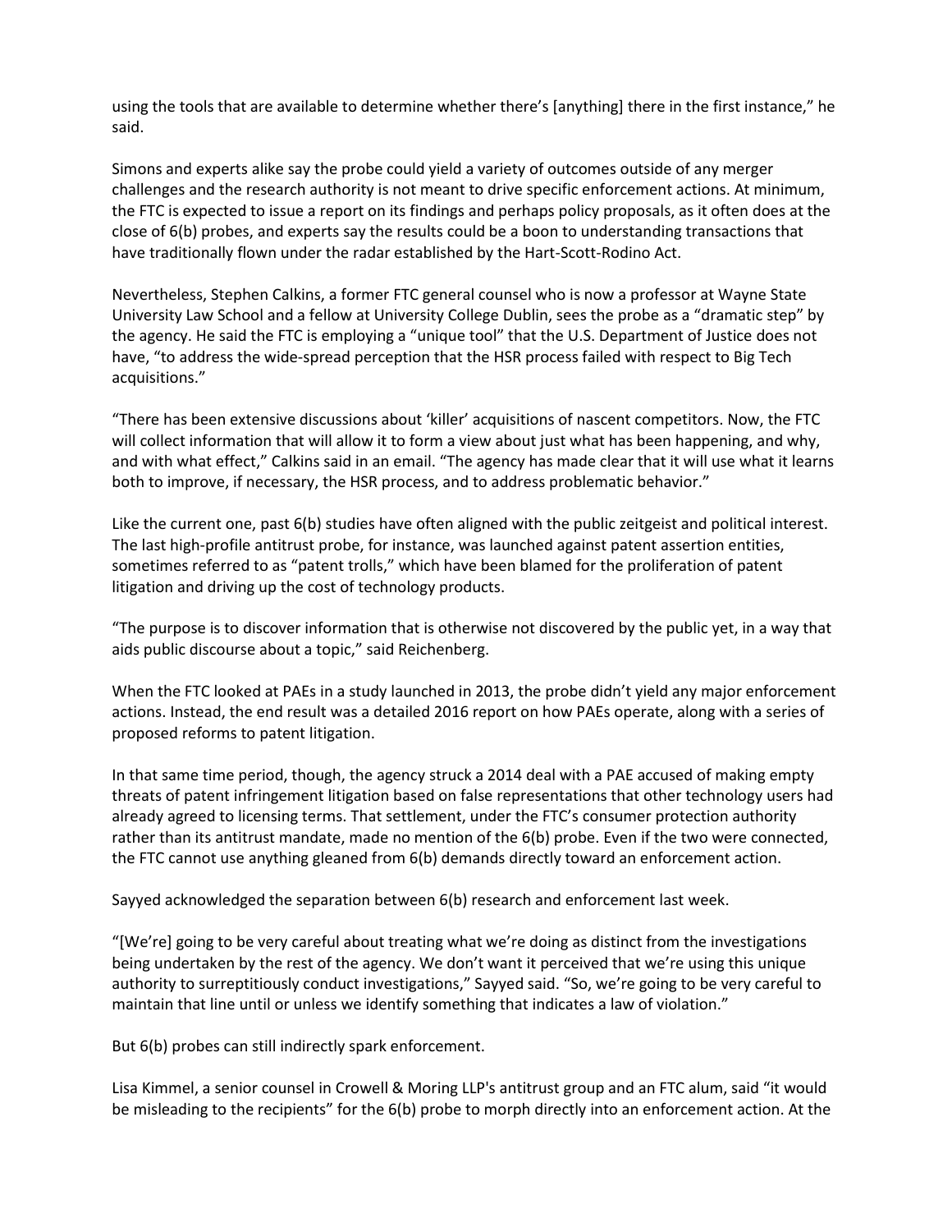using the tools that are available to determine whether there's [anything] there in the first instance," he said.

Simons and experts alike say the probe could yield a variety of outcomes outside of any merger challenges and the research authority is not meant to drive specific enforcement actions. At minimum, the FTC is expected to issue a report on its findings and perhaps policy proposals, as it often does at the close of 6(b) probes, and experts say the results could be a boon to understanding transactions that have traditionally flown under the radar established by the Hart-Scott-Rodino Act.

Nevertheless, Stephen Calkins, a former FTC general counsel who is now a professor at Wayne State University Law School and a fellow at University College Dublin, sees the probe as a "dramatic step" by the agency. He said the FTC is employing a "unique tool" that the U.S. Department of Justice does not have, "to address the wide-spread perception that the HSR process failed with respect to Big Tech acquisitions."

"There has been extensive discussions about 'killer' acquisitions of nascent competitors. Now, the FTC will collect information that will allow it to form a view about just what has been happening, and why, and with what effect," Calkins said in an email. "The agency has made clear that it will use what it learns both to improve, if necessary, the HSR process, and to address problematic behavior."

Like the current one, past 6(b) studies have often aligned with the public zeitgeist and political interest. The last high-profile antitrust probe, for instance, was launched against patent assertion entities, sometimes referred to as "patent trolls," which have been blamed for the proliferation of patent litigation and driving up the cost of technology products.

"The purpose is to discover information that is otherwise not discovered by the public yet, in a way that aids public discourse about a topic," said Reichenberg.

When the FTC looked at PAEs in a study launched in 2013, the probe didn't yield any major enforcement actions. Instead, the end result was a detailed 2016 report on how PAEs operate, along with a series of proposed reforms to patent litigation.

In that same time period, though, the agency struck a 2014 deal with a PAE accused of making empty threats of patent infringement litigation based on false representations that other technology users had already agreed to licensing terms. That settlement, under the FTC's consumer protection authority rather than its antitrust mandate, made no mention of the 6(b) probe. Even if the two were connected, the FTC cannot use anything gleaned from 6(b) demands directly toward an enforcement action.

Sayyed acknowledged the separation between 6(b) research and enforcement last week.

"[We're] going to be very careful about treating what we're doing as distinct from the investigations being undertaken by the rest of the agency. We don't want it perceived that we're using this unique authority to surreptitiously conduct investigations," Sayyed said. "So, we're going to be very careful to maintain that line until or unless we identify something that indicates a law of violation."

But 6(b) probes can still indirectly spark enforcement.

Lisa Kimmel, a senior counsel in Crowell & Moring LLP's antitrust group and an FTC alum, said "it would be misleading to the recipients" for the 6(b) probe to morph directly into an enforcement action. At the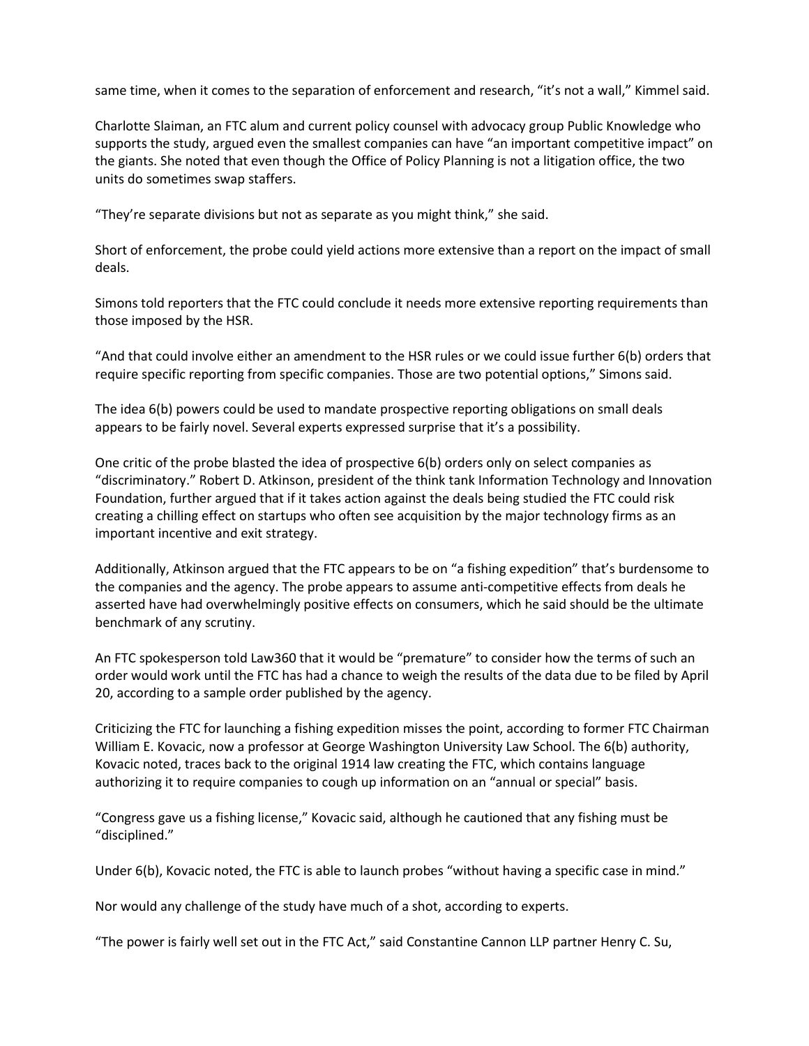same time, when it comes to the separation of enforcement and research, "it's not a wall," Kimmel said.

Charlotte Slaiman, an FTC alum and current policy counsel with advocacy group Public Knowledge who supports the study, argued even the smallest companies can have "an important competitive impact" on the giants. She noted that even though the Office of Policy Planning is not a litigation office, the two units do sometimes swap staffers.

"They're separate divisions but not as separate as you might think," she said.

Short of enforcement, the probe could yield actions more extensive than a report on the impact of small deals.

Simons told reporters that the FTC could conclude it needs more extensive reporting requirements than those imposed by the HSR.

"And that could involve either an amendment to the HSR rules or we could issue further 6(b) orders that require specific reporting from specific companies. Those are two potential options," Simons said.

The idea 6(b) powers could be used to mandate prospective reporting obligations on small deals appears to be fairly novel. Several experts expressed surprise that it's a possibility.

One critic of the probe blasted the idea of prospective 6(b) orders only on select companies as "discriminatory." Robert D. Atkinson, president of the think tank Information Technology and Innovation Foundation, further argued that if it takes action against the deals being studied the FTC could risk creating a chilling effect on startups who often see acquisition by the major technology firms as an important incentive and exit strategy.

Additionally, Atkinson argued that the FTC appears to be on "a fishing expedition" that's burdensome to the companies and the agency. The probe appears to assume anti-competitive effects from deals he asserted have had overwhelmingly positive effects on consumers, which he said should be the ultimate benchmark of any scrutiny.

An FTC spokesperson told Law360 that it would be "premature" to consider how the terms of such an order would work until the FTC has had a chance to weigh the results of the data due to be filed by April 20, according to a sample order published by the agency.

Criticizing the FTC for launching a fishing expedition misses the point, according to former FTC Chairman William E. Kovacic, now a professor at George Washington University Law School. The 6(b) authority, Kovacic noted, traces back to the original 1914 law creating the FTC, which contains language authorizing it to require companies to cough up information on an "annual or special" basis.

"Congress gave us a fishing license," Kovacic said, although he cautioned that any fishing must be "disciplined."

Under 6(b), Kovacic noted, the FTC is able to launch probes "without having a specific case in mind."

Nor would any challenge of the study have much of a shot, according to experts.

"The power is fairly well set out in the FTC Act," said Constantine Cannon LLP partner Henry C. Su,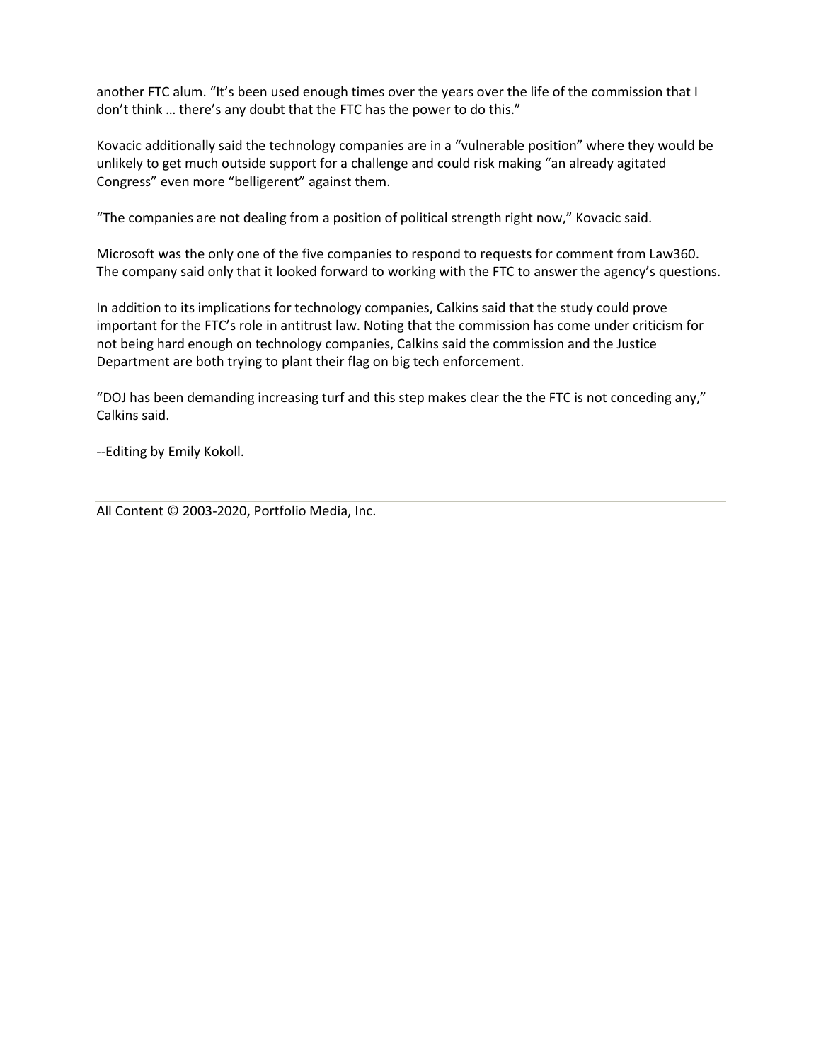another FTC alum. “It’s been used enough times over the years over the life of the commission that I don’t think … there’s any doubt that the FTC has the power to do this.”

Kovacic additionally said the technology companies are in a “vulnerable position” where they would be unlikely to get much outside support for a challenge and could risk making “an already agitated Congress” even more “belligerent” against them.

“The companies are not dealing from a position of political strength right now,” Kovacic said.

Microsoft was the only one of the five companies to respond to requests for comment from Law360. The company said only that it looked forward to working with the FTC to answer the agency’s questions.

In addition to its implications for technology companies, Calkins said that the study could prove important for the FTC’s role in antitrust law. Noting that the commission has come under criticism for not being hard enough on technology companies, Calkins said the commission and the Justice Department are both trying to plant their flag on big tech enforcement.

“DOJ has been demanding increasing turf and this step makes clear the the FTC is not conceding any,” Calkins said.

--Editing by Emily Kokoll.

---

All Content © 2003-2020, Portfolio Media, Inc.